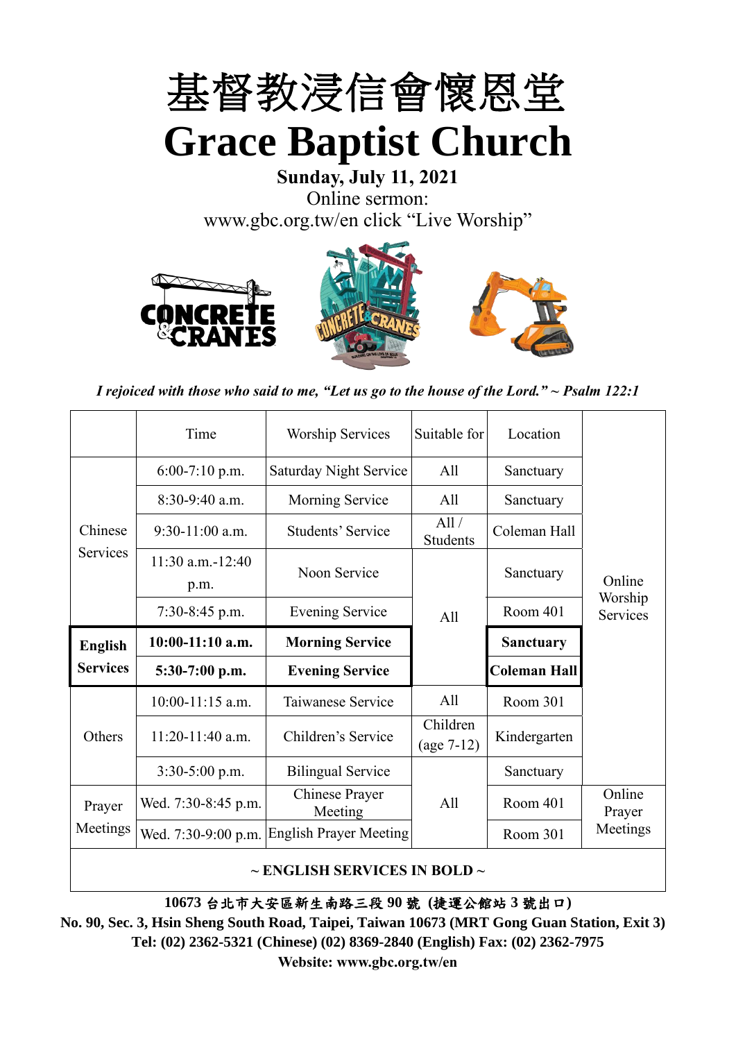# 基督教浸信會懷恩堂

# Grace Baptist Church

**Sunday, July 11, 2021**

Online sermon:

www.gbc.org.tw/en click "Live Worship"

*I rejoiced with those who said to me, "Let us go to the house of the Lord." ~ Psalm 122:1*

| | Time | Worship Services | Suitable for | Location | |
|---|---|---|---|---|---|
| Chinese Services | 6:00-7:10 p.m. | Saturday Night Service | All | Sanctuary | Online Worship Services |
| | 8:30-9:40 a.m. | Morning Service | All | Sanctuary | |
| | 9:30-11:00 a.m. | Students' Service | All / Students | Coleman Hall | |
| | 11:30 a.m.-12:40 p.m. | Noon Service | All | Sanctuary | |
| | 7:30-8:45 p.m. | Evening Service | All | Room 401 | |
| **English Services** | **10:00-11:10 a.m.** | **Morning Service** | All | **Sanctuary** | |
| | **5:30-7:00 p.m.** | **Evening Service** | All | **Coleman Hall** | |
| Others | 10:00-11:15 a.m. | Taiwanese Service | All | Room 301 | |
| | 11:20-11:40 a.m. | Children's Service | Children (age 7-12) | Kindergarten | |
| | 3:30-5:00 p.m. | Bilingual Service | All | Sanctuary | |
| Prayer Meetings | Wed. 7:30-8:45 p.m. | Chinese Prayer Meeting | All | Room 401 | Online Prayer Meetings |
| | Wed. 7:30-9:00 p.m. | English Prayer Meeting | All | Room 301 | |

**~ ENGLISH SERVICES IN BOLD ~**

**10673 台北市大安區新生南路三段 90 號 (捷運公館站 3 號出口)**

**No. 90, Sec. 3, Hsin Sheng South Road, Taipei, Taiwan 10673 (MRT Gong Guan Station, Exit 3)**

**Tel: (02) 2362-5321 (Chinese) (02) 8369-2840 (English) Fax: (02) 2362-7975**

**Website: www.gbc.org.tw/en**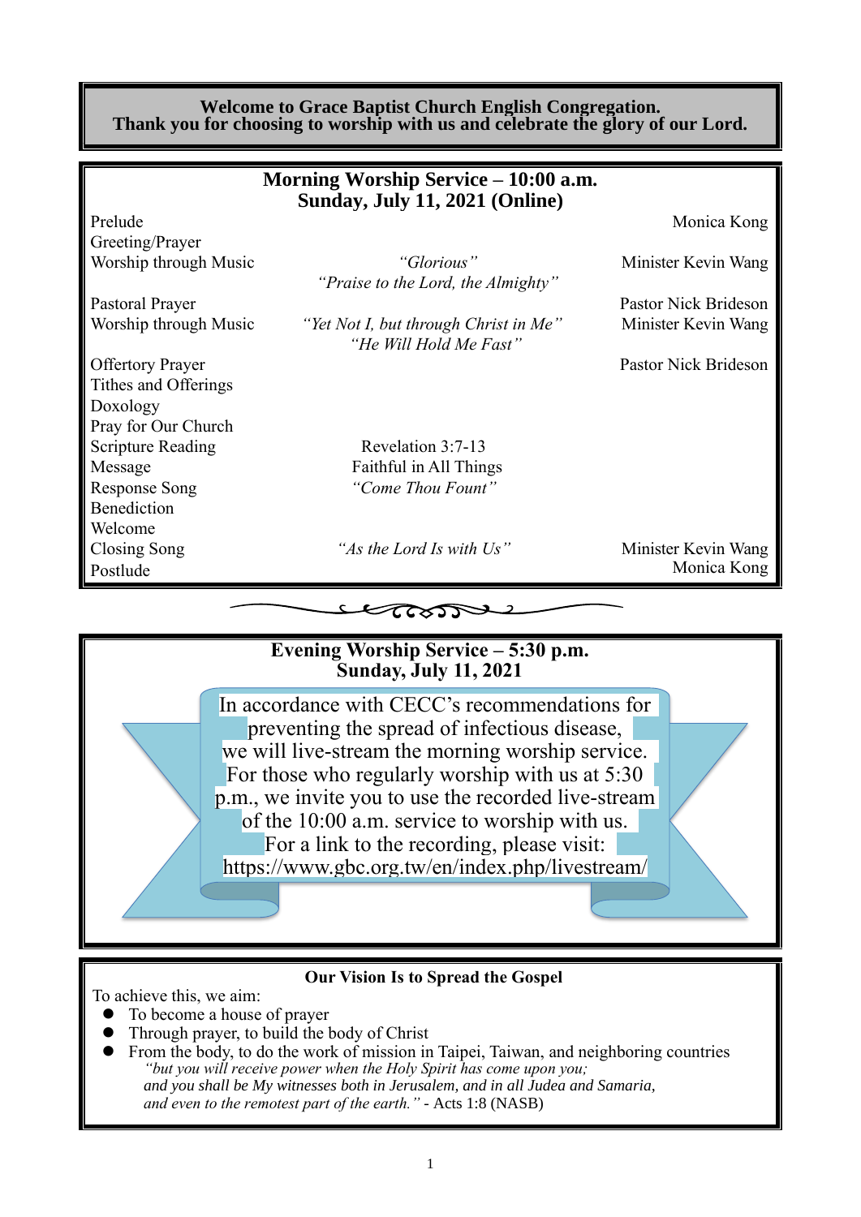**Welcome to Grace Baptist Church English Congregation.**
**Thank you for choosing to worship with us and celebrate the glory of our Lord.**

## Morning Worship Service – 10:00 a.m.
## Sunday, July 11, 2021 (Online)

| | | |
|---|---|---|
| Prelude | | Monica Kong |
| Greeting/Prayer | | |
| Worship through Music | *"Glorious"* *"Praise to the Lord, the Almighty"* | Minister Kevin Wang |
| Pastoral Prayer | | Pastor Nick Brideson |
| Worship through Music | *"Yet Not I, but through Christ in Me"* *"He Will Hold Me Fast"* | Minister Kevin Wang |
| Offertory Prayer | | Pastor Nick Brideson |
| Tithes and Offerings | | |
| Doxology | | |
| Pray for Our Church | | |
| Scripture Reading | Revelation 3:7-13 | |
| Message | Faithful in All Things | |
| Response Song | *"Come Thou Fount"* | |
| Benediction | | |
| Welcome | | |
| Closing Song | *"As the Lord Is with Us"* | Minister Kevin Wang |
| Postlude | | Monica Kong |

## Evening Worship Service – 5:30 p.m.
## Sunday, July 11, 2021

In accordance with CECC's recommendations for preventing the spread of infectious disease, we will live-stream the morning worship service. For those who regularly worship with us at 5:30 p.m., we invite you to use the recorded live-stream of the 10:00 a.m. service to worship with us. For a link to the recording, please visit: https://www.gbc.org.tw/en/index.php/livestream/

### Our Vision Is to Spread the Gospel

To achieve this, we aim:

- To become a house of prayer
- Through prayer, to build the body of Christ
- From the body, to do the work of mission in Taipei, Taiwan, and neighboring countries

*"but you will receive power when the Holy Spirit has come upon you; and you shall be My witnesses both in Jerusalem, and in all Judea and Samaria, and even to the remotest part of the earth."* - Acts 1:8 (NASB)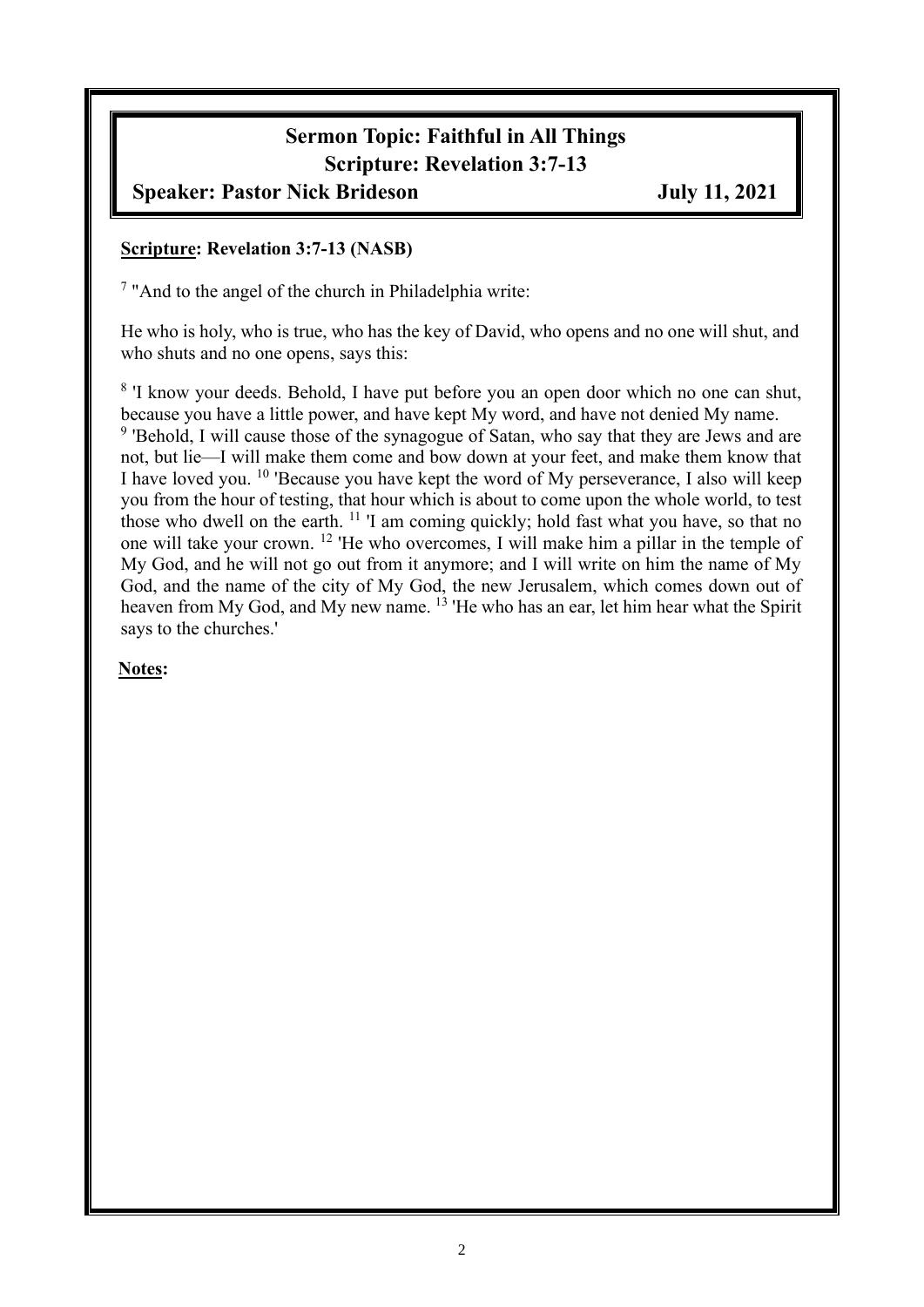# Sermon Topic: Faithful in All Things

## Scripture: Revelation 3:7-13

**Speaker: Pastor Nick Brideson** **July 11, 2021**

**Scripture: Revelation 3:7-13 (NASB)**

[7] "And to the angel of the church in Philadelphia write:

He who is holy, who is true, who has the key of David, who opens and no one will shut, and who shuts and no one opens, says this:

[8] 'I know your deeds. Behold, I have put before you an open door which no one can shut, because you have a little power, and have kept My word, and have not denied My name. [9] 'Behold, I will cause those of the synagogue of Satan, who say that they are Jews and are not, but lie—I will make them come and bow down at your feet, and make them know that I have loved you. [10] 'Because you have kept the word of My perseverance, I also will keep you from the hour of testing, that hour which is about to come upon the whole world, to test those who dwell on the earth. [11] 'I am coming quickly; hold fast what you have, so that no one will take your crown. [12] 'He who overcomes, I will make him a pillar in the temple of My God, and he will not go out from it anymore; and I will write on him the name of My God, and the name of the city of My God, the new Jerusalem, which comes down out of heaven from My God, and My new name. [13] 'He who has an ear, let him hear what the Spirit says to the churches.'

**Notes:**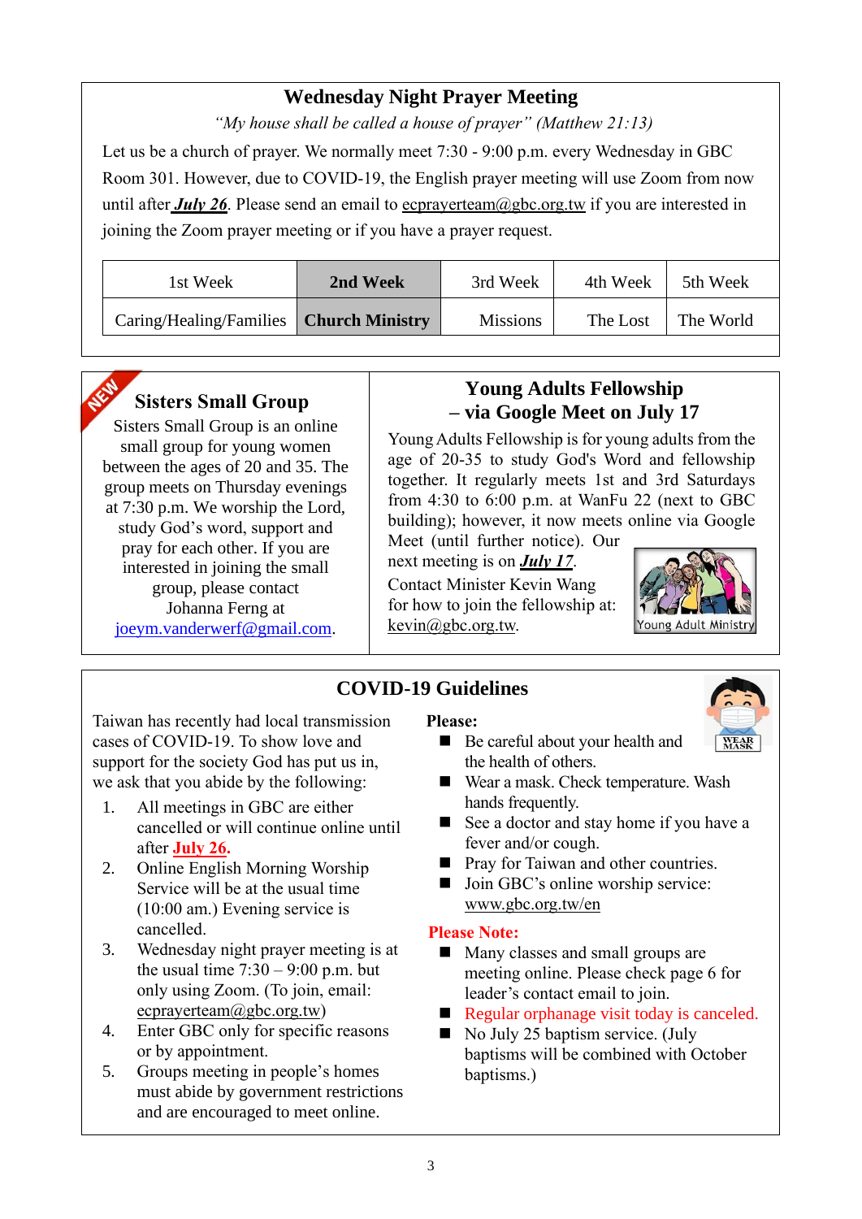## Wednesday Night Prayer Meeting

*"My house shall be called a house of prayer" (Matthew 21:13)*

Let us be a church of prayer. We normally meet 7:30 - 9:00 p.m. every Wednesday in GBC Room 301. However, due to COVID-19, the English prayer meeting will use Zoom from now until after ***July 26***. Please send an email to ecprayerteam@gbc.org.tw if you are interested in joining the Zoom prayer meeting or if you have a prayer request.

| 1st Week | **2nd Week** | 3rd Week | 4th Week | 5th Week |
|---|---|---|---|---|
| Caring/Healing/Families | **Church Ministry** | Missions | The Lost | The World |

## Sisters Small Group

NEW

Sisters Small Group is an online small group for young women between the ages of 20 and 35. The group meets on Thursday evenings at 7:30 p.m. We worship the Lord, study God's word, support and pray for each other. If you are interested in joining the small group, please contact Johanna Ferng at joeym.vanderwerf@gmail.com.

## Young Adults Fellowship – via Google Meet on July 17

Young Adults Fellowship is for young adults from the age of 20-35 to study God's Word and fellowship together. It regularly meets 1st and 3rd Saturdays from 4:30 to 6:00 p.m. at WanFu 22 (next to GBC building); however, it now meets online via Google Meet (until further notice). Our next meeting is on ***July 17***.

Contact Minister Kevin Wang for how to join the fellowship at: kevin@gbc.org.tw.

Young Adult Ministry

## COVID-19 Guidelines

Taiwan has recently had local transmission cases of COVID-19. To show love and support for the society God has put us in, we ask that you abide by the following:

1. All meetings in GBC are either cancelled or will continue online until after **July 26.**
2. Online English Morning Worship Service will be at the usual time (10:00 am.) Evening service is cancelled.
3. Wednesday night prayer meeting is at the usual time 7:30 – 9:00 p.m. but only using Zoom. (To join, email: ecprayerteam@gbc.org.tw)
4. Enter GBC only for specific reasons or by appointment.
5. Groups meeting in people's homes must abide by government restrictions and are encouraged to meet online.

**Please:**

- Be careful about your health and the health of others.
- Wear a mask. Check temperature. Wash hands frequently.
- See a doctor and stay home if you have a fever and/or cough.
- Pray for Taiwan and other countries.
- Join GBC's online worship service: www.gbc.org.tw/en

WEAR MASK

**Please Note:**

- Many classes and small groups are meeting online. Please check page 6 for leader's contact email to join.
- Regular orphanage visit today is canceled.
- No July 25 baptism service. (July baptisms will be combined with October baptisms.)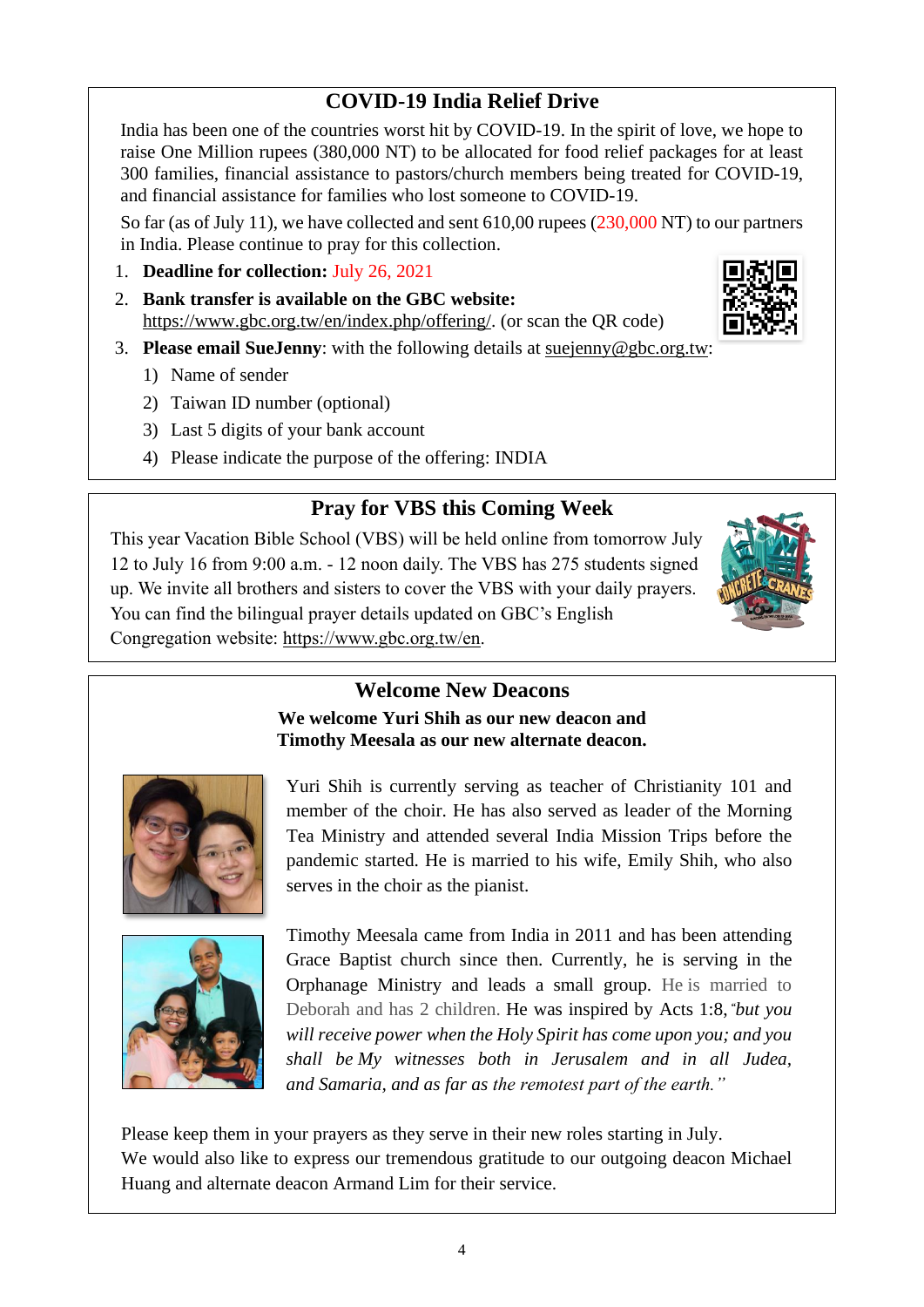## COVID-19 India Relief Drive

India has been one of the countries worst hit by COVID-19. In the spirit of love, we hope to raise One Million rupees (380,000 NT) to be allocated for food relief packages for at least 300 families, financial assistance to pastors/church members being treated for COVID-19, and financial assistance for families who lost someone to COVID-19.

So far (as of July 11), we have collected and sent 610,00 rupees (230,000 NT) to our partners in India. Please continue to pray for this collection.

1. **Deadline for collection:** July 26, 2021
2. **Bank transfer is available on the GBC website:** https://www.gbc.org.tw/en/index.php/offering/. (or scan the QR code)
3. **Please email SueJenny**: with the following details at suejenny@gbc.org.tw:
   1) Name of sender
   2) Taiwan ID number (optional)
   3) Last 5 digits of your bank account
   4) Please indicate the purpose of the offering: INDIA

## Pray for VBS this Coming Week

This year Vacation Bible School (VBS) will be held online from tomorrow July 12 to July 16 from 9:00 a.m. - 12 noon daily. The VBS has 275 students signed up. We invite all brothers and sisters to cover the VBS with your daily prayers. You can find the bilingual prayer details updated on GBC's English Congregation website: https://www.gbc.org.tw/en.

## Welcome New Deacons

**We welcome Yuri Shih as our new deacon and Timothy Meesala as our new alternate deacon.**

Yuri Shih is currently serving as teacher of Christianity 101 and member of the choir. He has also served as leader of the Morning Tea Ministry and attended several India Mission Trips before the pandemic started. He is married to his wife, Emily Shih, who also serves in the choir as the pianist.

Timothy Meesala came from India in 2011 and has been attending Grace Baptist church since then. Currently, he is serving in the Orphanage Ministry and leads a small group. He is married to Deborah and has 2 children. He was inspired by Acts 1:8, *"but you will receive power when the Holy Spirit has come upon you; and you shall be My witnesses both in Jerusalem and in all Judea, and Samaria, and as far as the remotest part of the earth."*

Please keep them in your prayers as they serve in their new roles starting in July.
We would also like to express our tremendous gratitude to our outgoing deacon Michael Huang and alternate deacon Armand Lim for their service.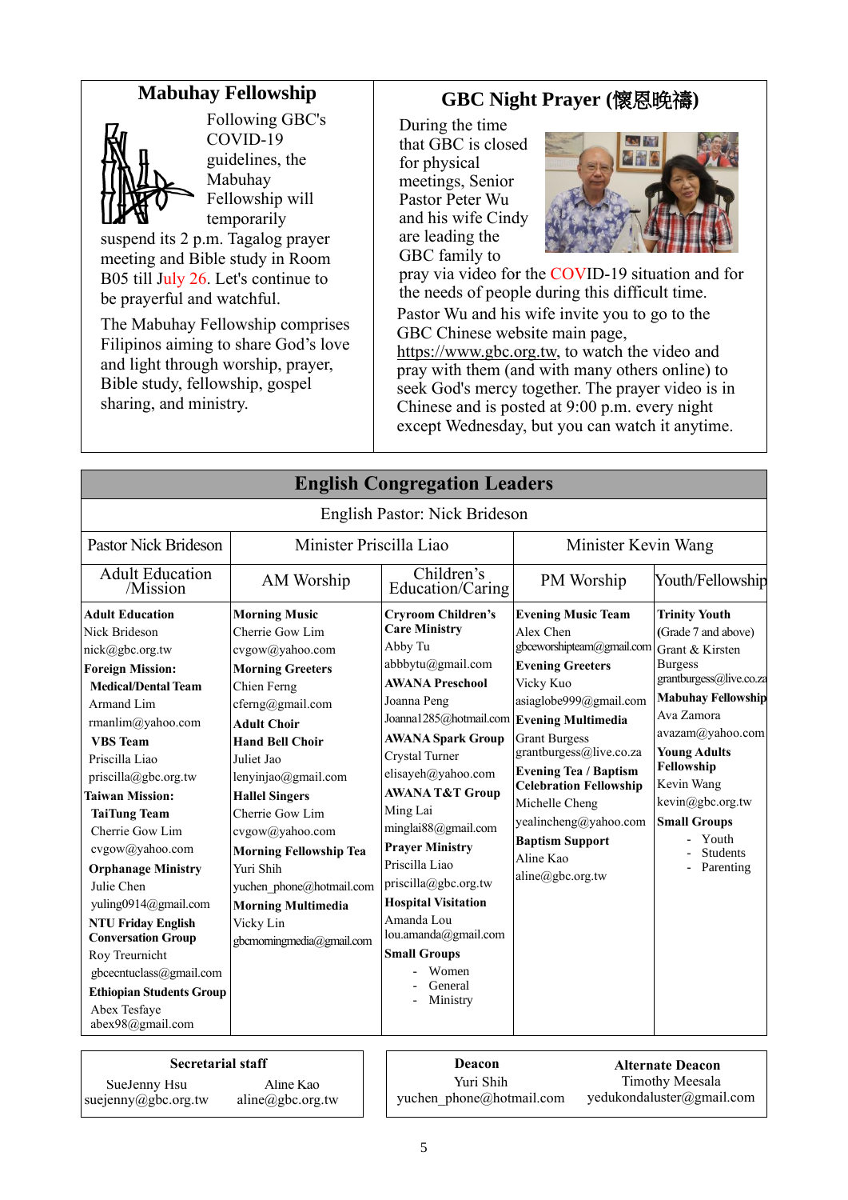## Mabuhay Fellowship

Following GBC's COVID-19 guidelines, the Mabuhay Fellowship will temporarily suspend its 2 p.m. Tagalog prayer meeting and Bible study in Room B05 till July 26. Let's continue to be prayerful and watchful.

The Mabuhay Fellowship comprises Filipinos aiming to share God's love and light through worship, prayer, Bible study, fellowship, gospel sharing, and ministry.

## GBC Night Prayer (懷恩晚禱)

During the time that GBC is closed for physical meetings, Senior Pastor Peter Wu and his wife Cindy are leading the GBC family to pray via video for the COVID-19 situation and for the needs of people during this difficult time.

Pastor Wu and his wife invite you to go to the GBC Chinese website main page, https://www.gbc.org.tw, to watch the video and pray with them (and with many others online) to seek God's mercy together. The prayer video is in Chinese and is posted at 9:00 p.m. every night except Wednesday, but you can watch it anytime.

## English Congregation Leaders

English Pastor: Nick Brideson

| Pastor Nick Brideson | Minister Priscilla Liao | | Minister Kevin Wang | |
|---|---|---|---|---|
| Adult Education /Mission | AM Worship | Children's Education/Caring | PM Worship | Youth/Fellowship |
| **Adult Education**<br>Nick Brideson<br>nick@gbc.org.tw<br>**Foreign Mission:**<br>**Medical/Dental Team**<br>Armand Lim<br>rmanlim@yahoo.com<br>**VBS Team**<br>Priscilla Liao<br>priscilla@gbc.org.tw<br>**Taiwan Mission:**<br>**TaiTung Team**<br>Cherrie Gow Lim<br>cvgow@yahoo.com<br>**Orphanage Ministry**<br>Julie Chen<br>yuling0914@gmail.com<br>**NTU Friday English Conversation Group**<br>Roy Treurnicht<br>gbcecntuclass@gmail.com<br>**Ethiopian Students Group**<br>Abex Tesfaye<br>abex98@gmail.com | **Morning Music**<br>Cherrie Gow Lim<br>cvgow@yahoo.com<br>**Morning Greeters**<br>Chien Ferng<br>cferng@gmail.com<br>**Adult Choir**<br>**Hand Bell Choir**<br>Juliet Jao<br>lenyinjao@gmail.com<br>**Hallel Singers**<br>Cherrie Gow Lim<br>cvgow@yahoo.com<br>**Morning Fellowship Tea**<br>Yuri Shih<br>yuchen_phone@hotmail.com<br>**Morning Multimedia**<br>Vicky Lin<br>gbcmorningmedia@gmail.com | **Cryroom Children's Care Ministry**<br>Abby Tu<br>abbbytu@gmail.com<br>**AWANA Preschool**<br>Joanna Peng<br>Joanna1285@hotmail.com<br>**AWANA Spark Group**<br>Crystal Turner<br>elisayeh@yahoo.com<br>**AWANA T&T Group**<br>Ming Lai<br>minglai88@gmail.com<br>**Prayer Ministry**<br>Priscilla Liao<br>priscilla@gbc.org.tw<br>**Hospital Visitation**<br>Amanda Lou<br>lou.amanda@gmail.com<br>**Small Groups**<br>- Women<br>- General<br>- Ministry | **Evening Music Team**<br>Alex Chen<br>gbceworshipteam@gmail.com<br>**Evening Greeters**<br>Vicky Kuo<br>asiaglobe999@gmail.com<br>**Evening Multimedia**<br>Grant Burgess<br>grantburgess@live.co.za<br>**Evening Tea / Baptism Celebration Fellowship**<br>Michelle Cheng<br>yealincheng@yahoo.com<br>**Baptism Support**<br>Aline Kao<br>aline@gbc.org.tw | **Trinity Youth**<br>(Grade 7 and above)<br>Grant & Kirsten Burgess<br>grantburgess@live.co.za<br>**Mabuhay Fellowship**<br>Ava Zamora<br>avazam@yahoo.com<br>**Young Adults Fellowship**<br>Kevin Wang<br>kevin@gbc.org.tw<br>**Small Groups**<br>- Youth<br>- Students<br>- Parenting |

| Secretarial staff | |
|---|---|
| SueJenny Hsu<br>suejenny@gbc.org.tw | Aline Kao<br>aline@gbc.org.tw |

| Deacon | Alternate Deacon |
|---|---|
| Yuri Shih<br>yuchen_phone@hotmail.com | Timothy Meesala<br>yedukondaluster@gmail.com |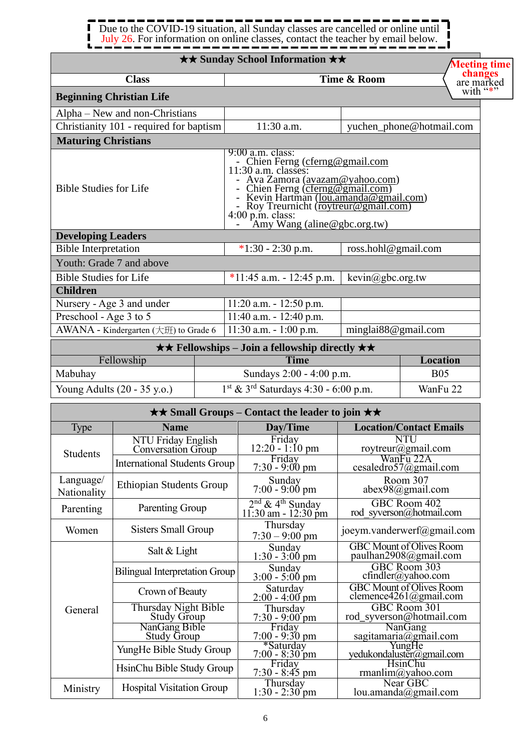Due to the COVID-19 situation, all Sunday classes are cancelled or online until July 26. For information on online classes, contact the teacher by email below.

## ★★ Sunday School Information ★★

Meeting time changes are marked with "*"

| Class | Time & Room | |
|---|---|---|
| **Beginning Christian Life** | | |
| Alpha – New and non-Christians | | |
| Christianity 101 - required for baptism | 11:30 a.m. | yuchen_phone@hotmail.com |
| **Maturing Christians** | | |
| Bible Studies for Life | 9:00 a.m. class:<br>- Chien Ferng (cferng@gmail.com<br>11:30 a.m. classes:<br>- Ava Zamora (avazam@yahoo.com)<br>- Chien Ferng (cferng@gmail.com)<br>- Kevin Hartman (lou.amanda@gmail.com)<br>- Roy Treurnicht (roytreur@gmail.com)<br>4:00 p.m. class:<br>- Amy Wang (aline@gbc.org.tw) | |
| **Developing Leaders** | | |
| Bible Interpretation | *1:30 - 2:30 p.m. | ross.hohl@gmail.com |
| Youth: Grade 7 and above | | |
| Bible Studies for Life | *11:45 a.m. - 12:45 p.m. | kevin@gbc.org.tw |
| **Children** | | |
| Nursery - Age 3 and under | 11:20 a.m. - 12:50 p.m. | |
| Preschool - Age 3 to 5 | 11:40 a.m. - 12:40 p.m. | |
| AWANA - Kindergarten (大班) to Grade 6 | 11:30 a.m. - 1:00 p.m. | minglai88@gmail.com |

## ★★ Fellowships – Join a fellowship directly ★★

| Fellowship | Time | Location |
|---|---|---|
| Mabuhay | Sundays 2:00 - 4:00 p.m. | B05 |
| Young Adults (20 - 35 y.o.) | 1st & 3rd Saturdays 4:30 - 6:00 p.m. | WanFu 22 |

## ★★ Small Groups – Contact the leader to join ★★

| Type | Name | Day/Time | Location/Contact Emails |
|---|---|---|---|
| Students | NTU Friday English Conversation Group | Friday 12:20 - 1:10 pm | NTU roytreur@gmail.com |
| | International Students Group | Friday 7:30 - 9:00 pm | WanFu 22A cesaledro57@gmail.com |
| Language/ Nationality | Ethiopian Students Group | Sunday 7:00 - 9:00 pm | Room 307 abex98@gmail.com |
| Parenting | Parenting Group | 2nd & 4th Sunday 11:30 am - 12:30 pm | GBC Room 402 rod_syverson@hotmail.com |
| Women | Sisters Small Group | Thursday 7:30 – 9:00 pm | joeym.vanderwerf@gmail.com |
| General | Salt & Light | Sunday 1:30 - 3:00 pm | GBC Mount of Olives Room paulhan2908@gmail.com |
| | Bilingual Interpretation Group | Sunday 3:00 - 5:00 pm | GBC Room 303 cfindler@yahoo.com |
| | Crown of Beauty | Saturday 2:00 - 4:00 pm | GBC Mount of Olives Room clemence4261@gmail.com |
| | Thursday Night Bible Study Group | Thursday 7:30 - 9:00 pm | GBC Room 301 rod_syverson@hotmail.com |
| | NanGang Bible Study Group | Friday 7:00 - 9:30 pm | NanGang sagitamaria@gmail.com |
| | YungHe Bible Study Group | *Saturday 7:00 - 8:30 pm | YungHe yedukondaluster@gmail.com |
| | HsinChu Bible Study Group | Friday 7:30 - 8:45 pm | HsinChu rmanlim@yahoo.com |
| Ministry | Hospital Visitation Group | Thursday 1:30 - 2:30 pm | Near GBC lou.amanda@gmail.com |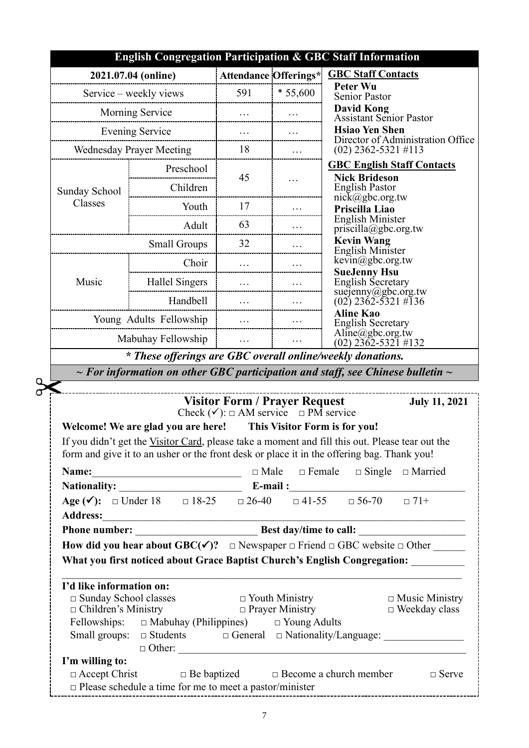## English Congregation Participation & GBC Staff Information

| 2021.07.04 (online) | | Attendance | Offerings* |
|---|---|---|---|
| Service – weekly views | | 591 | * 55,600 |
| Morning Service | | … | … |
| Evening Service | | … | … |
| Wednesday Prayer Meeting | | 18 | … |
| Sunday School Classes | Preschool | 45 | … |
| | Children | | |
| | Youth | 17 | … |
| | Adult | 63 | … |
| Small Groups | | 32 | … |
| Music | Choir | … | … |
| | Hallel Singers | … | … |
| | Handbell | … | … |
| Young Adults Fellowship | | … | … |
| Mabuhay Fellowship | | … | … |

**GBC Staff Contacts**

**Peter Wu**
Senior Pastor

**David Kong**
Assistant Senior Pastor

**Hsiao Yen Shen**
Director of Administration Office
(02) 2362-5321 #113

**GBC English Staff Contacts**

**Nick Brideson**
English Pastor
nick@gbc.org.tw

**Priscilla Liao**
English Minister
priscilla@gbc.org.tw

**Kevin Wang**
English Minister
kevin@gbc.org.tw

**SueJenny Hsu**
English Secretary
suejenny@gbc.org.tw
(02) 2362-5321 #136

**Aline Kao**
English Secretary
Aline@gbc.org.tw
(02) 2362-5321 #132

***\* These offerings are GBC overall online/weekly donations.***

***~ For information on other GBC participation and staff, see Chinese bulletin ~***

---

### Visitor Form / Prayer Request

**July 11, 2021**

Check (✓): □ AM service □ PM service

**Welcome! We are glad you are here! This Visitor Form is for you!**

If you didn't get the Visitor Card, please take a moment and fill this out. Please tear out the form and give it to an usher or the front desk or place it in the offering bag. Thank you!

**Name:**____________________________ □ Male □ Female □ Single □ Married

**Nationality:** ________________________ **E-mail :**________________________________

**Age (✓):** □ Under 18 □ 18-25 □ 26-40 □ 41-55 □ 56-70 □ 71+

**Address:**__________________________________________________________________

**Phone number:** _______________________ **Best day/time to call:** ___________________

**How did you hear about GBC(✓)?** □ Newspaper □ Friend □ GBC website □ Other ______

**What you first noticed about Grace Baptist Church's English Congregation:** __________

______________________________________________________________________________

**I'd like information on:**

□ Sunday School classes □ Youth Ministry □ Music Ministry
□ Children's Ministry □ Prayer Ministry □ Weekday class

Fellowships: □ Mabuhay (Philippines) □ Young Adults

Small groups: □ Students □ General □ Nationality/Language: _______________
□ Other: ________________________________________________________

**I'm willing to:**

□ Accept Christ □ Be baptized □ Become a church member □ Serve
□ Please schedule a time for me to meet a pastor/minister